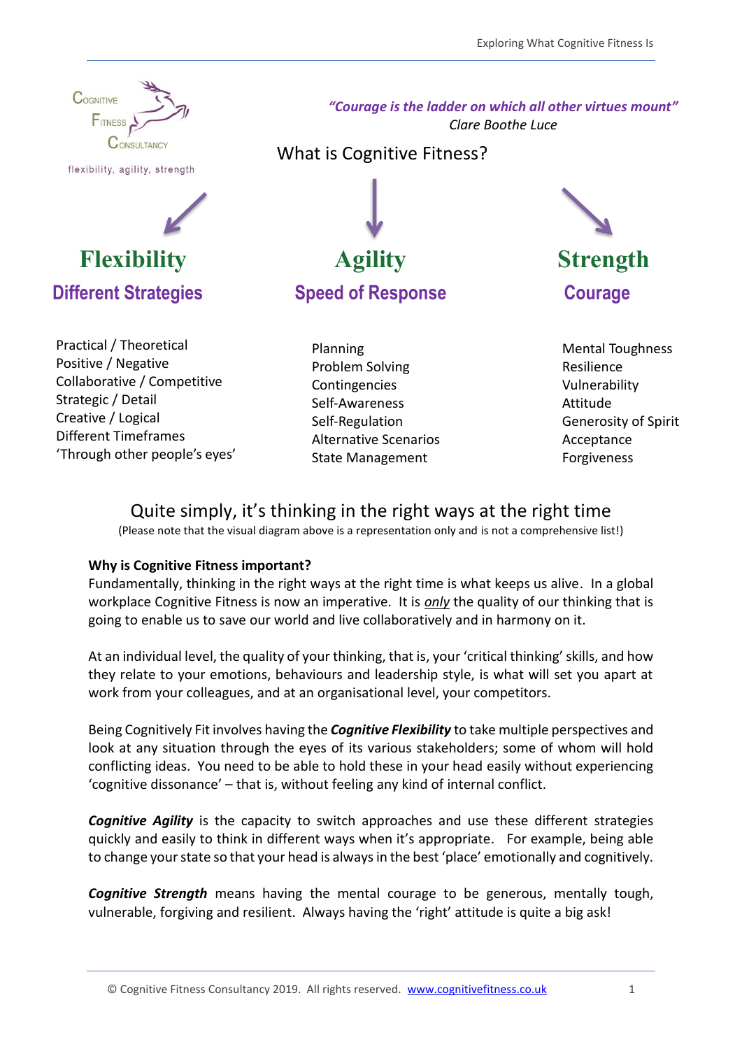Cognitive Fitness Consultancy

flexibility, agility, strength

*"Courage is the ladder on which all other virtues mount"*
*Clare Boothe Luce*

What is Cognitive Fitness?

## Flexibility

### Different Strategies

- Practical / Theoretical
- Positive / Negative
- Collaborative / Competitive
- Strategic / Detail
- Creative / Logical
- Different Timeframes
- 'Through other people's eyes'

## Agility

### Speed of Response

- Planning
- Problem Solving
- Contingencies
- Self-Awareness
- Self-Regulation
- Alternative Scenarios
- State Management

## Strength

### Courage

- Mental Toughness
- Resilience
- Vulnerability
- Attitude
- Generosity of Spirit
- Acceptance
- Forgiveness

Quite simply, it's thinking in the right ways at the right time

(Please note that the visual diagram above is a representation only and is not a comprehensive list!)

**Why is Cognitive Fitness important?**

Fundamentally, thinking in the right ways at the right time is what keeps us alive. In a global workplace Cognitive Fitness is now an imperative. It is *only* the quality of our thinking that is going to enable us to save our world and live collaboratively and in harmony on it.

At an individual level, the quality of your thinking, that is, your 'critical thinking' skills, and how they relate to your emotions, behaviours and leadership style, is what will set you apart at work from your colleagues, and at an organisational level, your competitors.

Being Cognitively Fit involves having the ***Cognitive Flexibility*** to take multiple perspectives and look at any situation through the eyes of its various stakeholders; some of whom will hold conflicting ideas. You need to be able to hold these in your head easily without experiencing 'cognitive dissonance' – that is, without feeling any kind of internal conflict.

***Cognitive Agility*** is the capacity to switch approaches and use these different strategies quickly and easily to think in different ways when it's appropriate. For example, being able to change your state so that your head is always in the best 'place' emotionally and cognitively.

***Cognitive Strength*** means having the mental courage to be generous, mentally tough, vulnerable, forgiving and resilient. Always having the 'right' attitude is quite a big ask!

© Cognitive Fitness Consultancy 2019. All rights reserved. www.cognitivefitness.co.uk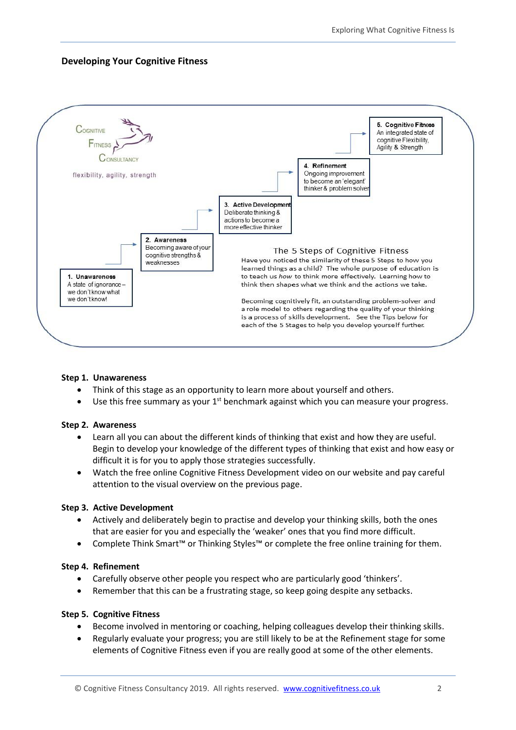## Developing Your Cognitive Fitness

Cognitive Fitness Consultancy

flexibility, agility, strength

**1. Unawareness**
A state of ignorance – we don't know what we don't know!

**2. Awareness**
Becoming aware of your cognitive strengths & weaknesses

**3. Active Development**
Deliberate thinking & actions to become a more effective thinker

**4. Refinement**
Ongoing improvement to become an 'elegant' thinker & problem solver

**5. Cognitive Fitness**
An integrated state of cognitive Flexibility, Agility & Strength

### The 5 Steps of Cognitive Fitness

Have you noticed the similarity of these 5 Steps to how you learned things as a child? The whole purpose of education is to teach us *how* to think more effectively. Learning how to think then shapes what we think and the actions we take.

Becoming cognitively fit, an outstanding problem-solver and a role model to others regarding the quality of your thinking is a process of skills development. See the Tips below for each of the 5 Stages to help you develop yourself further.

**Step 1. Unawareness**

- Think of this stage as an opportunity to learn more about yourself and others.
- Use this free summary as your 1st benchmark against which you can measure your progress.

**Step 2. Awareness**

- Learn all you can about the different kinds of thinking that exist and how they are useful. Begin to develop your knowledge of the different types of thinking that exist and how easy or difficult it is for you to apply those strategies successfully.
- Watch the free online Cognitive Fitness Development video on our website and pay careful attention to the visual overview on the previous page.

**Step 3. Active Development**

- Actively and deliberately begin to practise and develop your thinking skills, both the ones that are easier for you and especially the 'weaker' ones that you find more difficult.
- Complete Think Smart™ or Thinking Styles™ or complete the free online training for them.

**Step 4. Refinement**

- Carefully observe other people you respect who are particularly good 'thinkers'.
- Remember that this can be a frustrating stage, so keep going despite any setbacks.

**Step 5. Cognitive Fitness**

- Become involved in mentoring or coaching, helping colleagues develop their thinking skills.
- Regularly evaluate your progress; you are still likely to be at the Refinement stage for some elements of Cognitive Fitness even if you are really good at some of the other elements.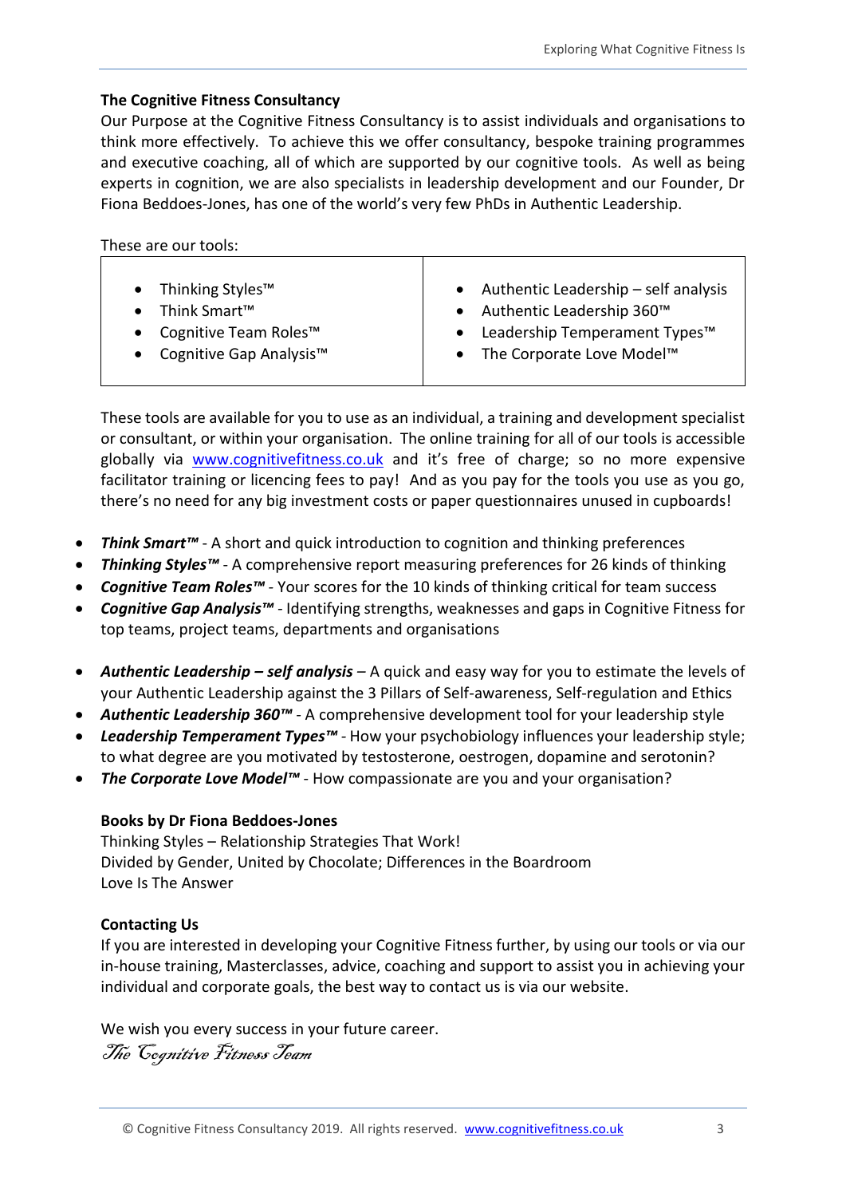**The Cognitive Fitness Consultancy**

Our Purpose at the Cognitive Fitness Consultancy is to assist individuals and organisations to think more effectively. To achieve this we offer consultancy, bespoke training programmes and executive coaching, all of which are supported by our cognitive tools. As well as being experts in cognition, we are also specialists in leadership development and our Founder, Dr Fiona Beddoes-Jones, has one of the world's very few PhDs in Authentic Leadership.

These are our tools:

| | |
|---|---|
| • Thinking Styles™<br>• Think Smart™<br>• Cognitive Team Roles™<br>• Cognitive Gap Analysis™ | • Authentic Leadership – self analysis<br>• Authentic Leadership 360™<br>• Leadership Temperament Types™<br>• The Corporate Love Model™ |

These tools are available for you to use as an individual, a training and development specialist or consultant, or within your organisation. The online training for all of our tools is accessible globally via www.cognitivefitness.co.uk and it's free of charge; so no more expensive facilitator training or licencing fees to pay! And as you pay for the tools you use as you go, there's no need for any big investment costs or paper questionnaires unused in cupboards!

- ***Think Smart™*** - A short and quick introduction to cognition and thinking preferences
- ***Thinking Styles™*** - A comprehensive report measuring preferences for 26 kinds of thinking
- ***Cognitive Team Roles™*** - Your scores for the 10 kinds of thinking critical for team success
- ***Cognitive Gap Analysis™*** - Identifying strengths, weaknesses and gaps in Cognitive Fitness for top teams, project teams, departments and organisations

- ***Authentic Leadership – self analysis*** – A quick and easy way for you to estimate the levels of your Authentic Leadership against the 3 Pillars of Self-awareness, Self-regulation and Ethics
- ***Authentic Leadership 360™*** - A comprehensive development tool for your leadership style
- ***Leadership Temperament Types™*** - How your psychobiology influences your leadership style; to what degree are you motivated by testosterone, oestrogen, dopamine and serotonin?
- ***The Corporate Love Model™*** - How compassionate are you and your organisation?

**Books by Dr Fiona Beddoes-Jones**

Thinking Styles – Relationship Strategies That Work!
Divided by Gender, United by Chocolate; Differences in the Boardroom
Love Is The Answer

**Contacting Us**

If you are interested in developing your Cognitive Fitness further, by using our tools or via our in-house training, Masterclasses, advice, coaching and support to assist you in achieving your individual and corporate goals, the best way to contact us is via our website.

We wish you every success in your future career.
*The Cognitive Fitness Team*

© Cognitive Fitness Consultancy 2019. All rights reserved. www.cognitivefitness.co.uk